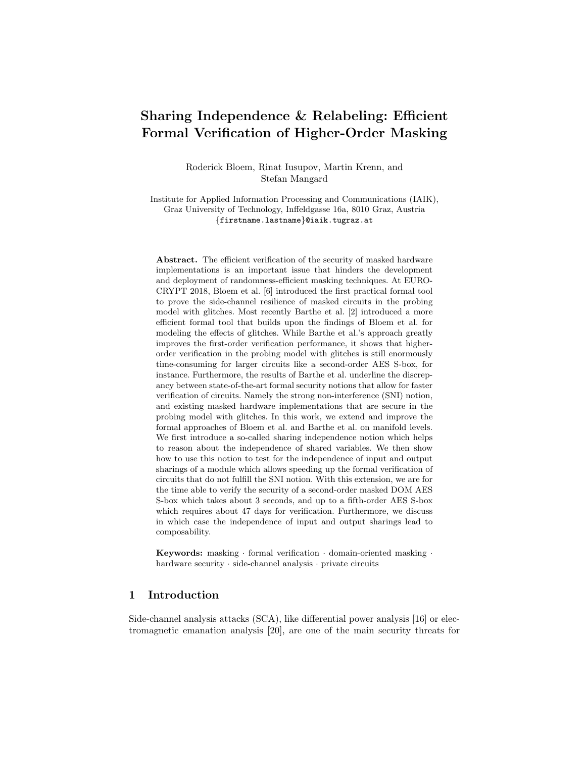# Sharing Independence & Relabeling: Efficient Formal Verification of Higher-Order Masking

Roderick Bloem, Rinat Iusupov, Martin Krenn, and Stefan Mangard

Institute for Applied Information Processing and Communications (IAIK), Graz University of Technology, Inffeldgasse 16a, 8010 Graz, Austria
{firstname.lastname}@iaik.tugraz.at

**Abstract.** The efficient verification of the security of masked hardware implementations is an important issue that hinders the development and deployment of randomness-efficient masking techniques. At EUROCRYPT 2018, Bloem et al. [6] introduced the first practical formal tool to prove the side-channel resilience of masked circuits in the probing model with glitches. Most recently Barthe et al. [2] introduced a more efficient formal tool that builds upon the findings of Bloem et al. for modeling the effects of glitches. While Barthe et al.'s approach greatly improves the first-order verification performance, it shows that higher-order verification in the probing model with glitches is still enormously time-consuming for larger circuits like a second-order AES S-box, for instance. Furthermore, the results of Barthe et al. underline the discrepancy between state-of-the-art formal security notions that allow for faster verification of circuits. Namely the strong non-interference (SNI) notion, and existing masked hardware implementations that are secure in the probing model with glitches. In this work, we extend and improve the formal approaches of Bloem et al. and Barthe et al. on manifold levels. We first introduce a so-called sharing independence notion which helps to reason about the independence of shared variables. We then show how to use this notion to test for the independence of input and output sharings of a module which allows speeding up the formal verification of circuits that do not fulfill the SNI notion. With this extension, we are for the time able to verify the security of a second-order masked DOM AES S-box which takes about 3 seconds, and up to a fifth-order AES S-box which requires about 47 days for verification. Furthermore, we discuss in which case the independence of input and output sharings lead to composability.

**Keywords:** masking · formal verification · domain-oriented masking · hardware security · side-channel analysis · private circuits

## 1 Introduction

Side-channel analysis attacks (SCA), like differential power analysis [16] or electromagnetic emanation analysis [20], are one of the main security threats for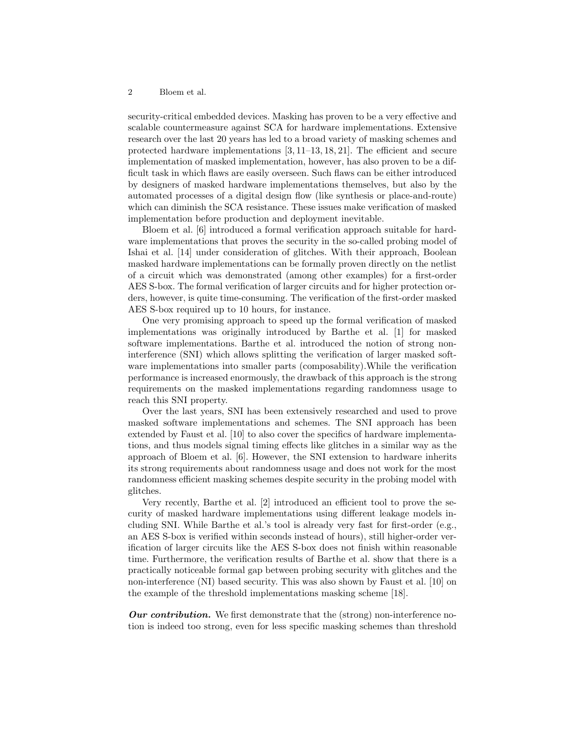security-critical embedded devices. Masking has proven to be a very effective and scalable countermeasure against SCA for hardware implementations. Extensive research over the last 20 years has led to a broad variety of masking schemes and protected hardware implementations [3, 11–13, 18, 21]. The efficient and secure implementation of masked implementation, however, has also proven to be a difficult task in which flaws are easily overseen. Such flaws can be either introduced by designers of masked hardware implementations themselves, but also by the automated processes of a digital design flow (like synthesis or place-and-route) which can diminish the SCA resistance. These issues make verification of masked implementation before production and deployment inevitable.

Bloem et al. [6] introduced a formal verification approach suitable for hardware implementations that proves the security in the so-called probing model of Ishai et al. [14] under consideration of glitches. With their approach, Boolean masked hardware implementations can be formally proven directly on the netlist of a circuit which was demonstrated (among other examples) for a first-order AES S-box. The formal verification of larger circuits and for higher protection orders, however, is quite time-consuming. The verification of the first-order masked AES S-box required up to 10 hours, for instance.

One very promising approach to speed up the formal verification of masked implementations was originally introduced by Barthe et al. [1] for masked software implementations. Barthe et al. introduced the notion of strong non-interference (SNI) which allows splitting the verification of larger masked software implementations into smaller parts (composability).While the verification performance is increased enormously, the drawback of this approach is the strong requirements on the masked implementations regarding randomness usage to reach this SNI property.

Over the last years, SNI has been extensively researched and used to prove masked software implementations and schemes. The SNI approach has been extended by Faust et al. [10] to also cover the specifics of hardware implementations, and thus models signal timing effects like glitches in a similar way as the approach of Bloem et al. [6]. However, the SNI extension to hardware inherits its strong requirements about randomness usage and does not work for the most randomness efficient masking schemes despite security in the probing model with glitches.

Very recently, Barthe et al. [2] introduced an efficient tool to prove the security of masked hardware implementations using different leakage models including SNI. While Barthe et al.'s tool is already very fast for first-order (e.g., an AES S-box is verified within seconds instead of hours), still higher-order verification of larger circuits like the AES S-box does not finish within reasonable time. Furthermore, the verification results of Barthe et al. show that there is a practically noticeable formal gap between probing security with glitches and the non-interference (NI) based security. This was also shown by Faust et al. [10] on the example of the threshold implementations masking scheme [18].

***Our contribution.*** We first demonstrate that the (strong) non-interference notion is indeed too strong, even for less specific masking schemes than threshold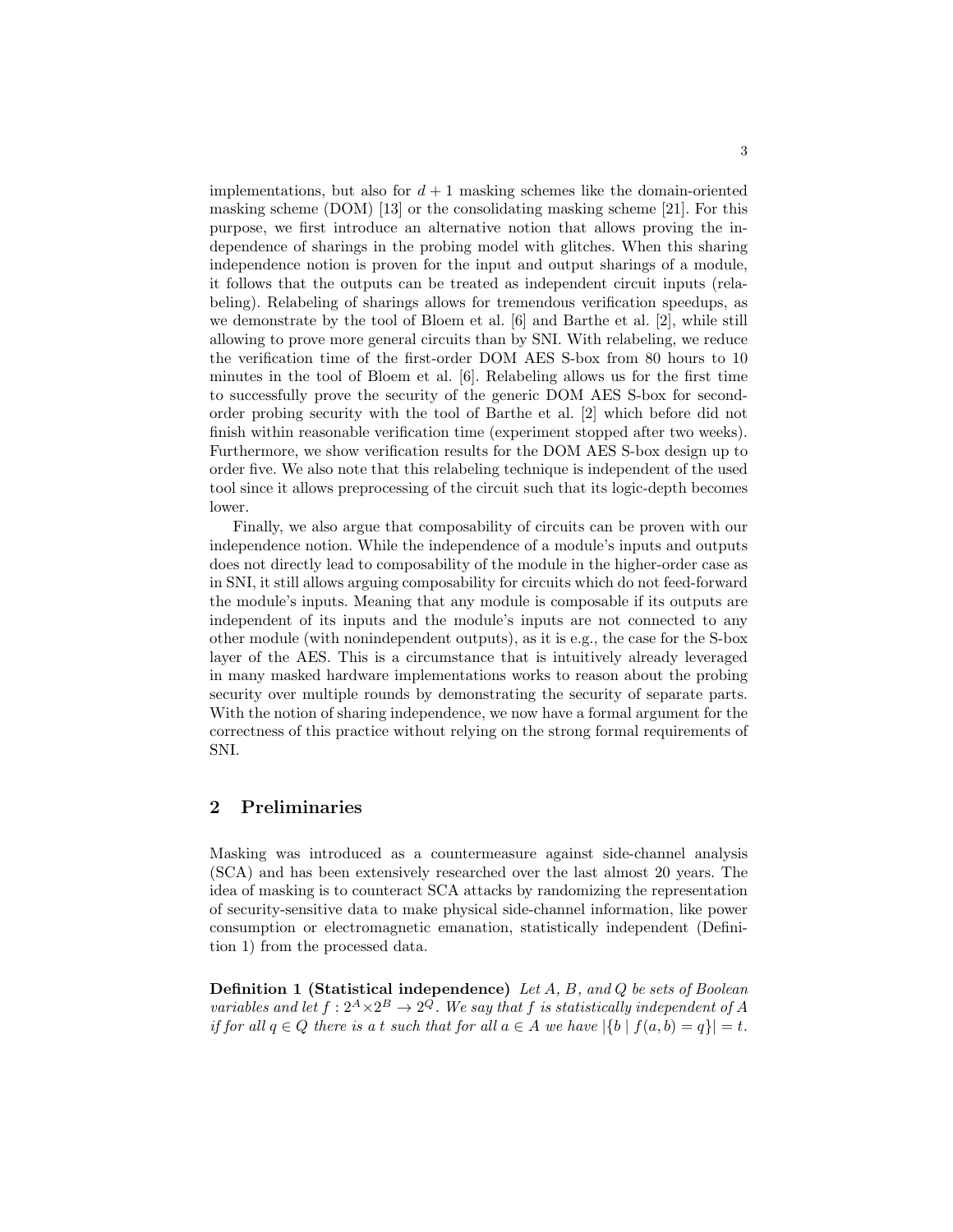implementations, but also for $d + 1$ masking schemes like the domain-oriented masking scheme (DOM) [13] or the consolidating masking scheme [21]. For this purpose, we first introduce an alternative notion that allows proving the independence of sharings in the probing model with glitches. When this sharing independence notion is proven for the input and output sharings of a module, it follows that the outputs can be treated as independent circuit inputs (relabeling). Relabeling of sharings allows for tremendous verification speedups, as we demonstrate by the tool of Bloem et al. [6] and Barthe et al. [2], while still allowing to prove more general circuits than by SNI. With relabeling, we reduce the verification time of the first-order DOM AES S-box from 80 hours to 10 minutes in the tool of Bloem et al. [6]. Relabeling allows us for the first time to successfully prove the security of the generic DOM AES S-box for second-order probing security with the tool of Barthe et al. [2] which before did not finish within reasonable verification time (experiment stopped after two weeks). Furthermore, we show verification results for the DOM AES S-box design up to order five. We also note that this relabeling technique is independent of the used tool since it allows preprocessing of the circuit such that its logic-depth becomes lower.

Finally, we also argue that composability of circuits can be proven with our independence notion. While the independence of a module's inputs and outputs does not directly lead to composability of the module in the higher-order case as in SNI, it still allows arguing composability for circuits which do not feed-forward the module's inputs. Meaning that any module is composable if its outputs are independent of its inputs and the module's inputs are not connected to any other module (with nonindependent outputs), as it is e.g., the case for the S-box layer of the AES. This is a circumstance that is intuitively already leveraged in many masked hardware implementations works to reason about the probing security over multiple rounds by demonstrating the security of separate parts. With the notion of sharing independence, we now have a formal argument for the correctness of this practice without relying on the strong formal requirements of SNI.

## 2 Preliminaries

Masking was introduced as a countermeasure against side-channel analysis (SCA) and has been extensively researched over the last almost 20 years. The idea of masking is to counteract SCA attacks by randomizing the representation of security-sensitive data to make physical side-channel information, like power consumption or electromagnetic emanation, statistically independent (Definition 1) from the processed data.

**Definition 1 (Statistical independence)** *Let $A$, $B$, and $Q$ be sets of Boolean variables and let $f : 2^A \times 2^B \rightarrow 2^Q$. We say that $f$ is statistically independent of $A$ if for all $q \in Q$ there is a $t$ such that for all $a \in A$ we have $|\{b \mid f(a, b) = q\}| = t$.*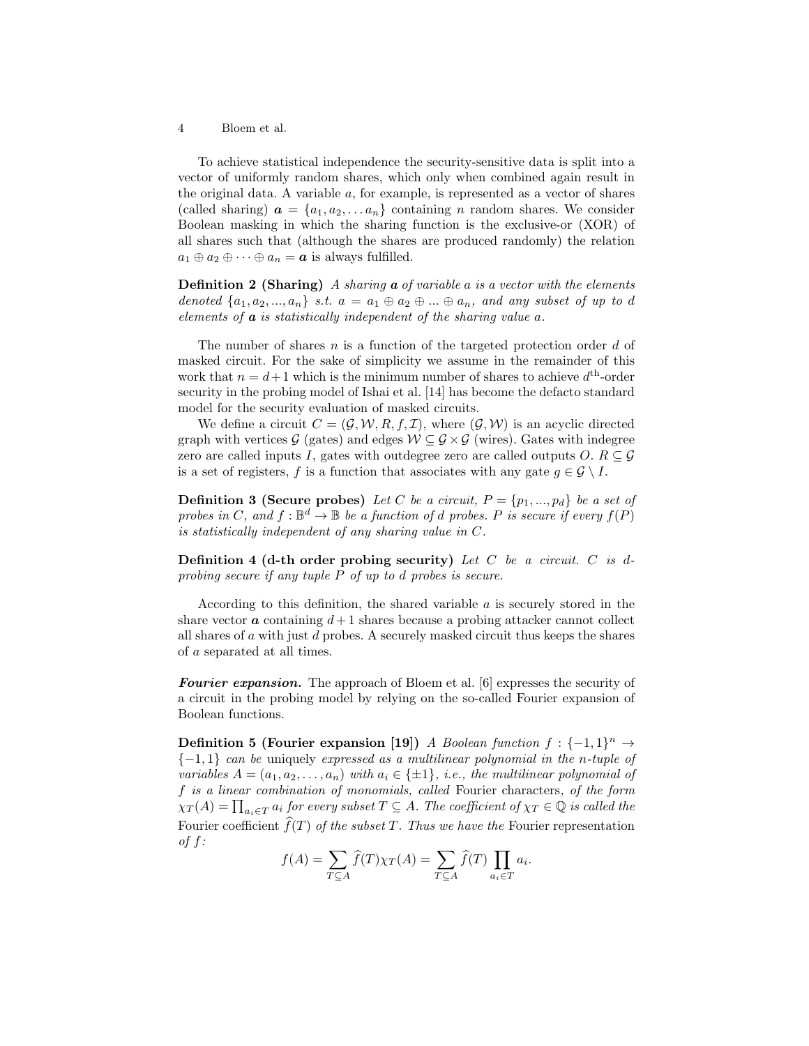To achieve statistical independence the security-sensitive data is split into a vector of uniformly random shares, which only when combined again result in the original data. A variable $a$, for example, is represented as a vector of shares (called sharing) $\boldsymbol{a} = \{a_1, a_2, \dots a_n\}$ containing $n$ random shares. We consider Boolean masking in which the sharing function is the exclusive-or (XOR) of all shares such that (although the shares are produced randomly) the relation $a_1 \oplus a_2 \oplus \dots \oplus a_n = \boldsymbol{a}$ is always fulfilled.

**Definition 2 (Sharing)** *A sharing $\boldsymbol{a}$ of variable $a$ is a vector with the elements denoted $\{a_1, a_2, ..., a_n\}$ s.t. $a = a_1 \oplus a_2 \oplus ... \oplus a_n$, and any subset of up to $d$ elements of $\boldsymbol{a}$ is statistically independent of the sharing value $a$.*

The number of shares $n$ is a function of the targeted protection order $d$ of masked circuit. For the sake of simplicity we assume in the remainder of this work that $n = d+1$ which is the minimum number of shares to achieve $d^{\text{th}}$-order security in the probing model of Ishai et al. [14] has become the defacto standard model for the security evaluation of masked circuits.

We define a circuit $C = (\mathcal{G}, \mathcal{W}, R, f, \mathcal{I})$, where $(\mathcal{G}, \mathcal{W})$ is an acyclic directed graph with vertices $\mathcal{G}$ (gates) and edges $\mathcal{W} \subseteq \mathcal{G} \times \mathcal{G}$ (wires). Gates with indegree zero are called inputs $I$, gates with outdegree zero are called outputs $O$. $R \subseteq \mathcal{G}$ is a set of registers, $f$ is a function that associates with any gate $g \in \mathcal{G} \setminus I$.

**Definition 3 (Secure probes)** *Let $C$ be a circuit, $P = \{p_1, ..., p_d\}$ be a set of probes in $C$, and $f : \mathbb{B}^d \to \mathbb{B}$ be a function of $d$ probes. $P$ is secure if every $f(P)$ is statistically independent of any sharing value in $C$.*

**Definition 4 (d-th order probing security)** *Let $C$ be a circuit. $C$ is $d$-probing secure if any tuple $P$ of up to $d$ probes is secure.*

According to this definition, the shared variable $a$ is securely stored in the share vector $\boldsymbol{a}$ containing $d+1$ shares because a probing attacker cannot collect all shares of $a$ with just $d$ probes. A securely masked circuit thus keeps the shares of $a$ separated at all times.

***Fourier expansion.*** The approach of Bloem et al. [6] expresses the security of a circuit in the probing model by relying on the so-called Fourier expansion of Boolean functions.

**Definition 5 (Fourier expansion [19])** *A Boolean function $f : \{-1, 1\}^n \to \{-1, 1\}$ can be* uniquely *expressed as a multilinear polynomial in the $n$-tuple of variables $A = (a_1, a_2, \dots, a_n)$ with $a_i \in \{\pm 1\}$, i.e., the multilinear polynomial of $f$ is a linear combination of monomials, called* Fourier characters*, of the form $\chi_T(A) = \prod_{a_i \in T} a_i$ for every subset $T \subseteq A$. The coefficient of $\chi_T \in \mathbb{Q}$ is called the* Fourier coefficient *$\widehat{f}(T)$ of the subset $T$. Thus we have the* Fourier representation *of $f$:*

$$f(A) = \sum_{T \subseteq A} \widehat{f}(T) \chi_T(A) = \sum_{T \subseteq A} \widehat{f}(T) \prod_{a_i \in T} a_i.$$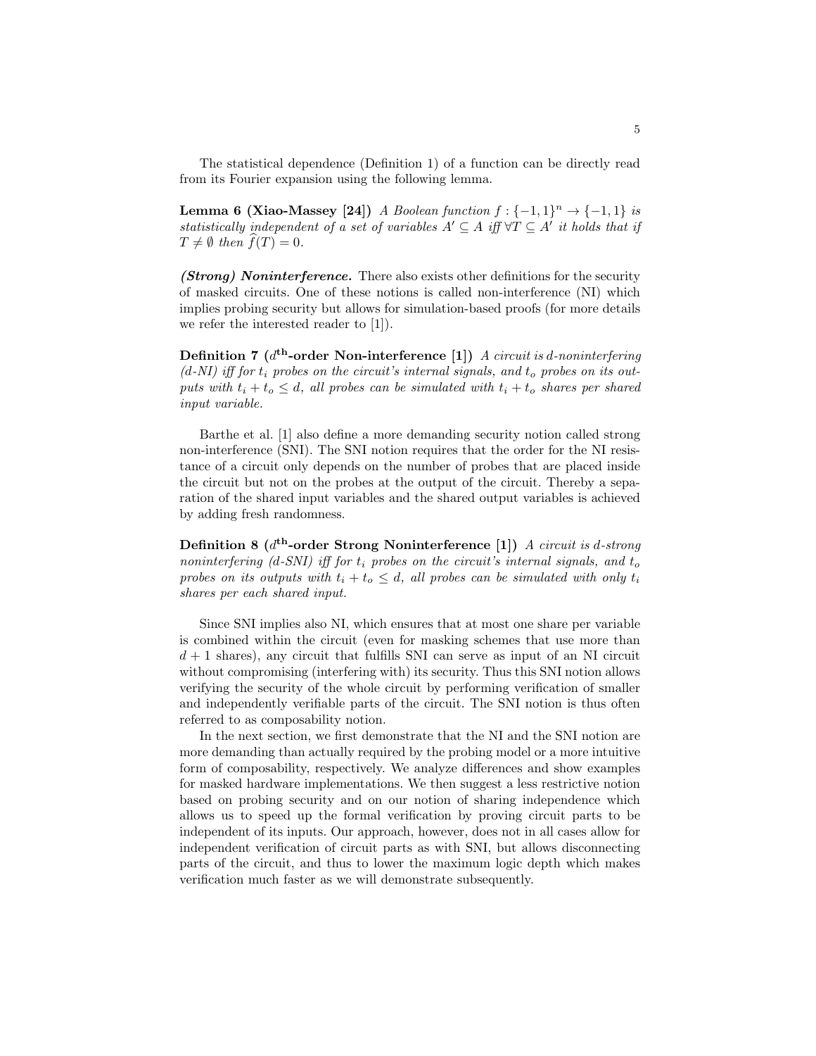The statistical dependence (Definition 1) of a function can be directly read from its Fourier expansion using the following lemma.

**Lemma 6 (Xiao-Massey [24])** *A Boolean function $f : \{-1, 1\}^n \rightarrow \{-1, 1\}$ is statistically independent of a set of variables $A' \subseteq A$ iff $\forall T \subseteq A'$ it holds that if $T \neq \emptyset$ then $\widehat{f}(T) = 0$.*

***(Strong) Noninterference.*** There also exists other definitions for the security of masked circuits. One of these notions is called non-interference (NI) which implies probing security but allows for simulation-based proofs (for more details we refer the interested reader to [1]).

**Definition 7 ($d^{\text{th}}$-order Non-interference [1])** *A circuit is $d$-noninterfering ($d$-NI) iff for $t_i$ probes on the circuit's internal signals, and $t_o$ probes on its outputs with $t_i + t_o \leq d$, all probes can be simulated with $t_i + t_o$ shares per shared input variable.*

Barthe et al. [1] also define a more demanding security notion called strong non-interference (SNI). The SNI notion requires that the order for the NI resistance of a circuit only depends on the number of probes that are placed inside the circuit but not on the probes at the output of the circuit. Thereby a separation of the shared input variables and the shared output variables is achieved by adding fresh randomness.

**Definition 8 ($d^{\text{th}}$-order Strong Noninterference [1])** *A circuit is $d$-strong noninterfering ($d$-SNI) iff for $t_i$ probes on the circuit's internal signals, and $t_o$ probes on its outputs with $t_i + t_o \leq d$, all probes can be simulated with only $t_i$ shares per each shared input.*

Since SNI implies also NI, which ensures that at most one share per variable is combined within the circuit (even for masking schemes that use more than $d + 1$ shares), any circuit that fulfills SNI can serve as input of an NI circuit without compromising (interfering with) its security. Thus this SNI notion allows verifying the security of the whole circuit by performing verification of smaller and independently verifiable parts of the circuit. The SNI notion is thus often referred to as composability notion.

In the next section, we first demonstrate that the NI and the SNI notion are more demanding than actually required by the probing model or a more intuitive form of composability, respectively. We analyze differences and show examples for masked hardware implementations. We then suggest a less restrictive notion based on probing security and on our notion of sharing independence which allows us to speed up the formal verification by proving circuit parts to be independent of its inputs. Our approach, however, does not in all cases allow for independent verification of circuit parts as with SNI, but allows disconnecting parts of the circuit, and thus to lower the maximum logic depth which makes verification much faster as we will demonstrate subsequently.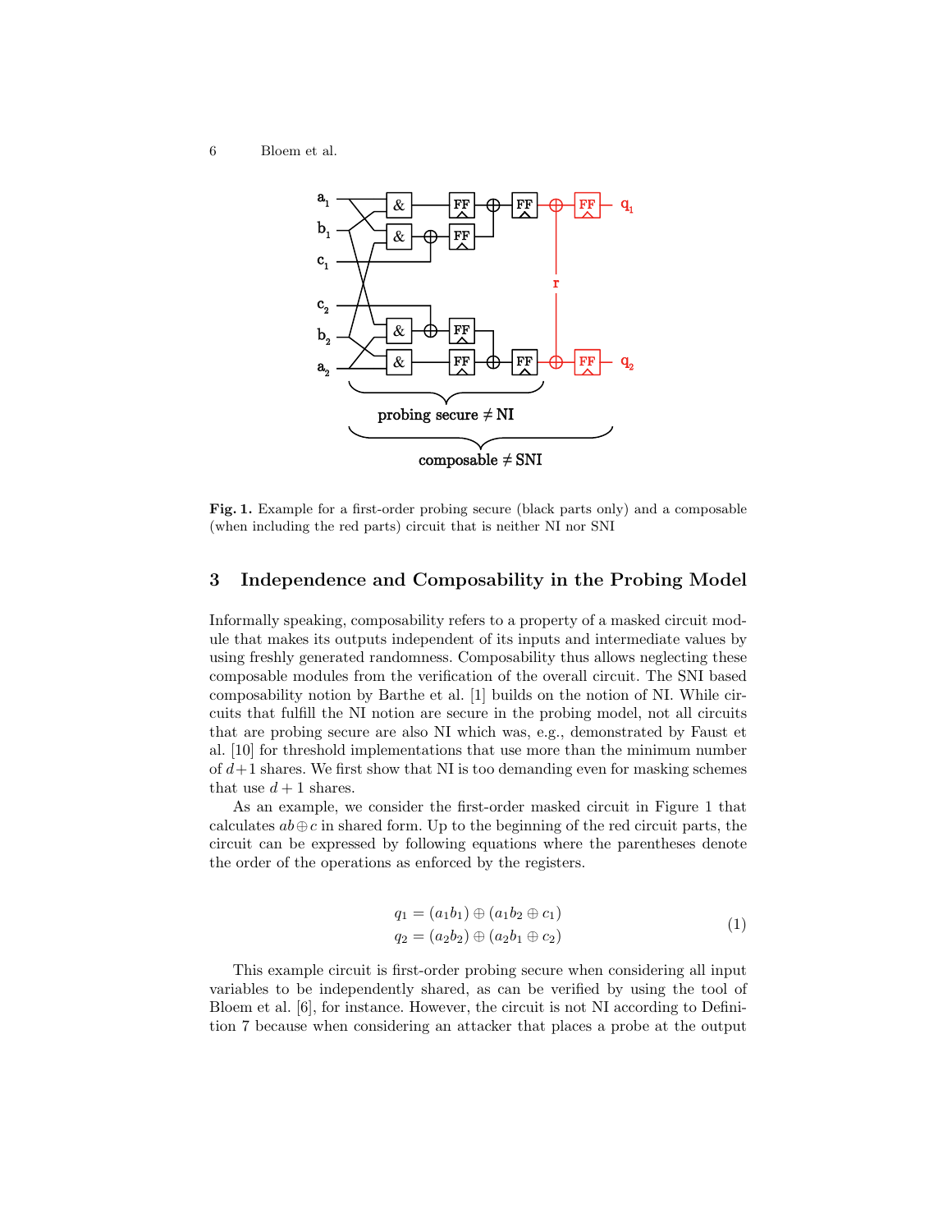**Fig. 1.** Example for a first-order probing secure (black parts only) and a composable (when including the red parts) circuit that is neither NI nor SNI

## 3 Independence and Composability in the Probing Model

Informally speaking, composability refers to a property of a masked circuit module that makes its outputs independent of its inputs and intermediate values by using freshly generated randomness. Composability thus allows neglecting these composable modules from the verification of the overall circuit. The SNI based composability notion by Barthe et al. [1] builds on the notion of NI. While circuits that fulfill the NI notion are secure in the probing model, not all circuits that are probing secure are also NI which was, e.g., demonstrated by Faust et al. [10] for threshold implementations that use more than the minimum number of $d+1$ shares. We first show that NI is too demanding even for masking schemes that use $d+1$ shares.

As an example, we consider the first-order masked circuit in Figure 1 that calculates $ab \oplus c$ in shared form. Up to the beginning of the red circuit parts, the circuit can be expressed by following equations where the parentheses denote the order of the operations as enforced by the registers.

$$
\begin{aligned}
q_1 &= (a_1 b_1) \oplus (a_1 b_2 \oplus c_1) \\
q_2 &= (a_2 b_2) \oplus (a_2 b_1 \oplus c_2)
\end{aligned}
\tag{1}
$$

This example circuit is first-order probing secure when considering all input variables to be independently shared, as can be verified by using the tool of Bloem et al. [6], for instance. However, the circuit is not NI according to Definition 7 because when considering an attacker that places a probe at the output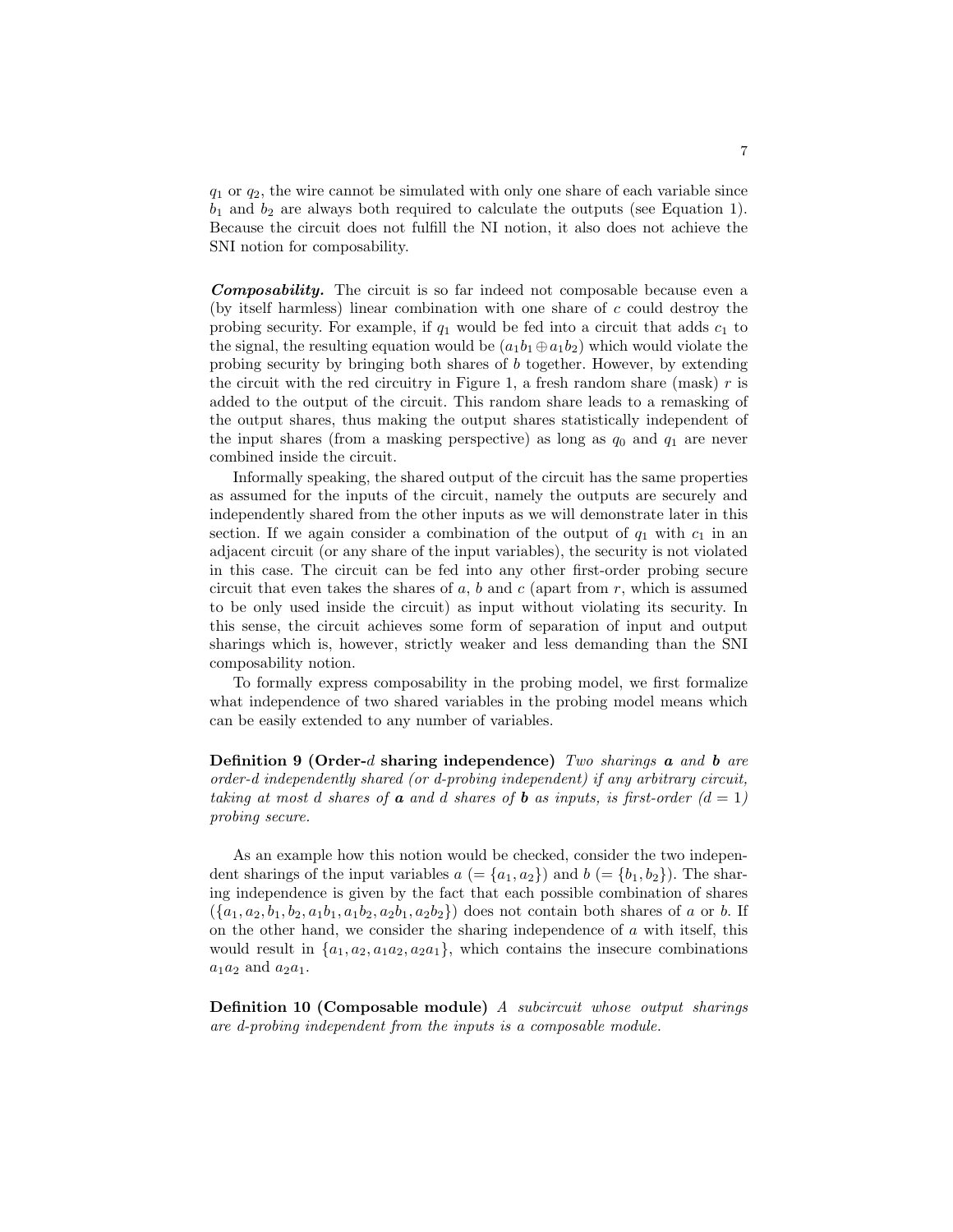$q_1$ or $q_2$, the wire cannot be simulated with only one share of each variable since $b_1$ and $b_2$ are always both required to calculate the outputs (see Equation 1). Because the circuit does not fulfill the NI notion, it also does not achieve the SNI notion for composability.

***Composability.*** The circuit is so far indeed not composable because even a (by itself harmless) linear combination with one share of $c$ could destroy the probing security. For example, if $q_1$ would be fed into a circuit that adds $c_1$ to the signal, the resulting equation would be $(a_1b_1 \oplus a_1b_2)$ which would violate the probing security by bringing both shares of $b$ together. However, by extending the circuit with the red circuitry in Figure 1, a fresh random share (mask) $r$ is added to the output of the circuit. This random share leads to a remasking of the output shares, thus making the output shares statistically independent of the input shares (from a masking perspective) as long as $q_0$ and $q_1$ are never combined inside the circuit.

Informally speaking, the shared output of the circuit has the same properties as assumed for the inputs of the circuit, namely the outputs are securely and independently shared from the other inputs as we will demonstrate later in this section. If we again consider a combination of the output of $q_1$ with $c_1$ in an adjacent circuit (or any share of the input variables), the security is not violated in this case. The circuit can be fed into any other first-order probing secure circuit that even takes the shares of $a$, $b$ and $c$ (apart from $r$, which is assumed to be only used inside the circuit) as input without violating its security. In this sense, the circuit achieves some form of separation of input and output sharings which is, however, strictly weaker and less demanding than the SNI composability notion.

To formally express composability in the probing model, we first formalize what independence of two shared variables in the probing model means which can be easily extended to any number of variables.

**Definition 9 (Order-$d$ sharing independence)** *Two sharings* $\boldsymbol{a}$ *and* $\boldsymbol{b}$ *are order-$d$ independently shared (or $d$-probing independent) if any arbitrary circuit, taking at most $d$ shares of* $\boldsymbol{a}$ *and $d$ shares of* $\boldsymbol{b}$ *as inputs, is first-order ($d = 1$) probing secure.*

As an example how this notion would be checked, consider the two independent sharings of the input variables $a$ $(= \{a_1, a_2\})$ and $b$ $(= \{b_1, b_2\})$. The sharing independence is given by the fact that each possible combination of shares $(\{a_1, a_2, b_1, b_2, a_1b_1, a_1b_2, a_2b_1, a_2b_2\})$ does not contain both shares of $a$ or $b$. If on the other hand, we consider the sharing independence of $a$ with itself, this would result in $\{a_1, a_2, a_1a_2, a_2a_1\}$, which contains the insecure combinations $a_1a_2$ and $a_2a_1$.

**Definition 10 (Composable module)** *A subcircuit whose output sharings are $d$-probing independent from the inputs is a composable module.*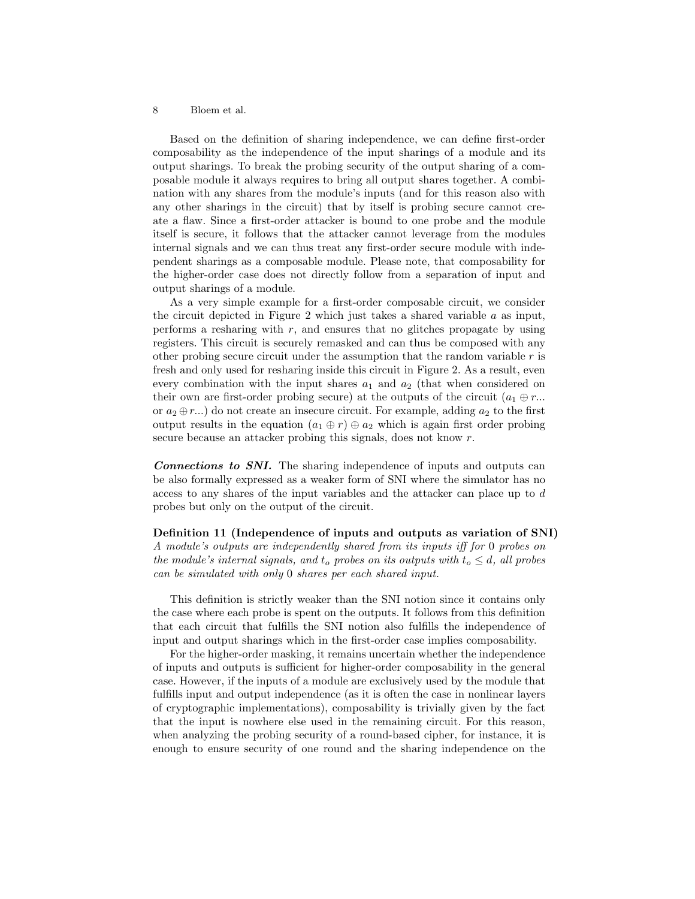Based on the definition of sharing independence, we can define first-order composability as the independence of the input sharings of a module and its output sharings. To break the probing security of the output sharing of a composable module it always requires to bring all output shares together. A combination with any shares from the module's inputs (and for this reason also with any other sharings in the circuit) that by itself is probing secure cannot create a flaw. Since a first-order attacker is bound to one probe and the module itself is secure, it follows that the attacker cannot leverage from the modules internal signals and we can thus treat any first-order secure module with independent sharings as a composable module. Please note, that composability for the higher-order case does not directly follow from a separation of input and output sharings of a module.

As a very simple example for a first-order composable circuit, we consider the circuit depicted in Figure 2 which just takes a shared variable $a$ as input, performs a resharing with $r$, and ensures that no glitches propagate by using registers. This circuit is securely remasked and can thus be composed with any other probing secure circuit under the assumption that the random variable $r$ is fresh and only used for resharing inside this circuit in Figure 2. As a result, even every combination with the input shares $a_1$ and $a_2$ (that when considered on their own are first-order probing secure) at the outputs of the circuit ($a_1 \oplus r$... or $a_2 \oplus r$...) do not create an insecure circuit. For example, adding $a_2$ to the first output results in the equation $(a_1 \oplus r) \oplus a_2$ which is again first order probing secure because an attacker probing this signals, does not know $r$.

***Connections to SNI.*** The sharing independence of inputs and outputs can be also formally expressed as a weaker form of SNI where the simulator has no access to any shares of the input variables and the attacker can place up to $d$ probes but only on the output of the circuit.

**Definition 11 (Independence of inputs and outputs as variation of SNI)** *A module's outputs are independently shared from its inputs iff for* 0 *probes on the module's internal signals, and* $t_o$ *probes on its outputs with* $t_o \leq d$*, all probes can be simulated with only* 0 *shares per each shared input.*

This definition is strictly weaker than the SNI notion since it contains only the case where each probe is spent on the outputs. It follows from this definition that each circuit that fulfills the SNI notion also fulfills the independence of input and output sharings which in the first-order case implies composability.

For the higher-order masking, it remains uncertain whether the independence of inputs and outputs is sufficient for higher-order composability in the general case. However, if the inputs of a module are exclusively used by the module that fulfills input and output independence (as it is often the case in nonlinear layers of cryptographic implementations), composability is trivially given by the fact that the input is nowhere else used in the remaining circuit. For this reason, when analyzing the probing security of a round-based cipher, for instance, it is enough to ensure security of one round and the sharing independence on the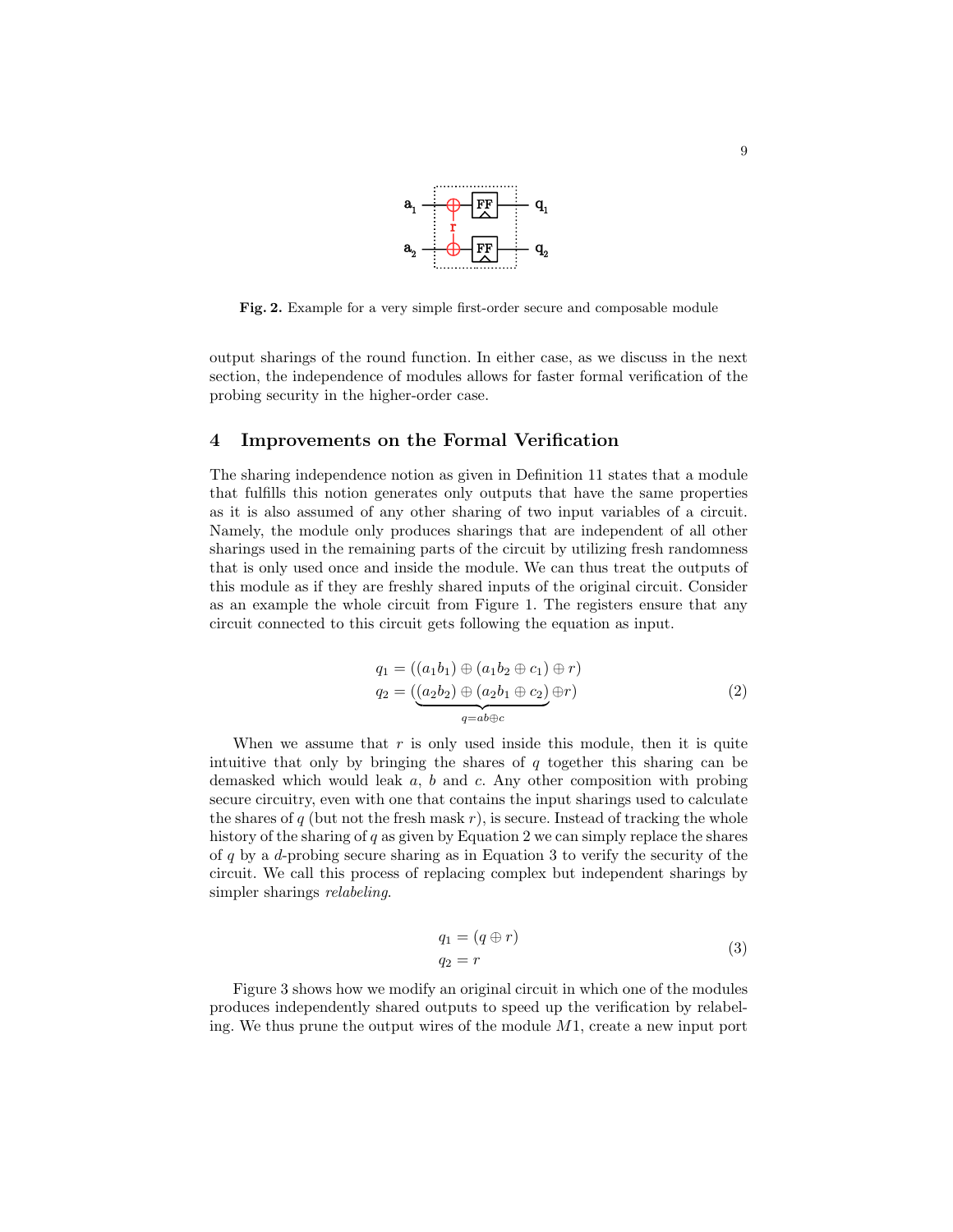Fig. 2. Example for a very simple first-order secure and composable module

output sharings of the round function. In either case, as we discuss in the next section, the independence of modules allows for faster formal verification of the probing security in the higher-order case.

## 4 Improvements on the Formal Verification

The sharing independence notion as given in Definition 11 states that a module that fulfills this notion generates only outputs that have the same properties as it is also assumed of any other sharing of two input variables of a circuit. Namely, the module only produces sharings that are independent of all other sharings used in the remaining parts of the circuit by utilizing fresh randomness that is only used once and inside the module. We can thus treat the outputs of this module as if they are freshly shared inputs of the original circuit. Consider as an example the whole circuit from Figure 1. The registers ensure that any circuit connected to this circuit gets following the equation as input.

$$
\begin{aligned}
q_1 &= ((a_1 b_1) \oplus (a_1 b_2 \oplus c_1) \oplus r) \\
q_2 &= (\underbrace{(a_2 b_2) \oplus (a_2 b_1 \oplus c_2)}_{q = ab \oplus c} \oplus r)
\end{aligned}
\tag{2}
$$

When we assume that $r$ is only used inside this module, then it is quite intuitive that only by bringing the shares of $q$ together this sharing can be demasked which would leak $a$, $b$ and $c$. Any other composition with probing secure circuitry, even with one that contains the input sharings used to calculate the shares of $q$ (but not the fresh mask $r$), is secure. Instead of tracking the whole history of the sharing of $q$ as given by Equation 2 we can simply replace the shares of $q$ by a $d$-probing secure sharing as in Equation 3 to verify the security of the circuit. We call this process of replacing complex but independent sharings by simpler sharings *relabeling*.

$$
\begin{aligned}
q_1 &= (q \oplus r) \\
q_2 &= r
\end{aligned}
\tag{3}
$$

Figure 3 shows how we modify an original circuit in which one of the modules produces independently shared outputs to speed up the verification by relabeling. We thus prune the output wires of the module $M1$, create a new input port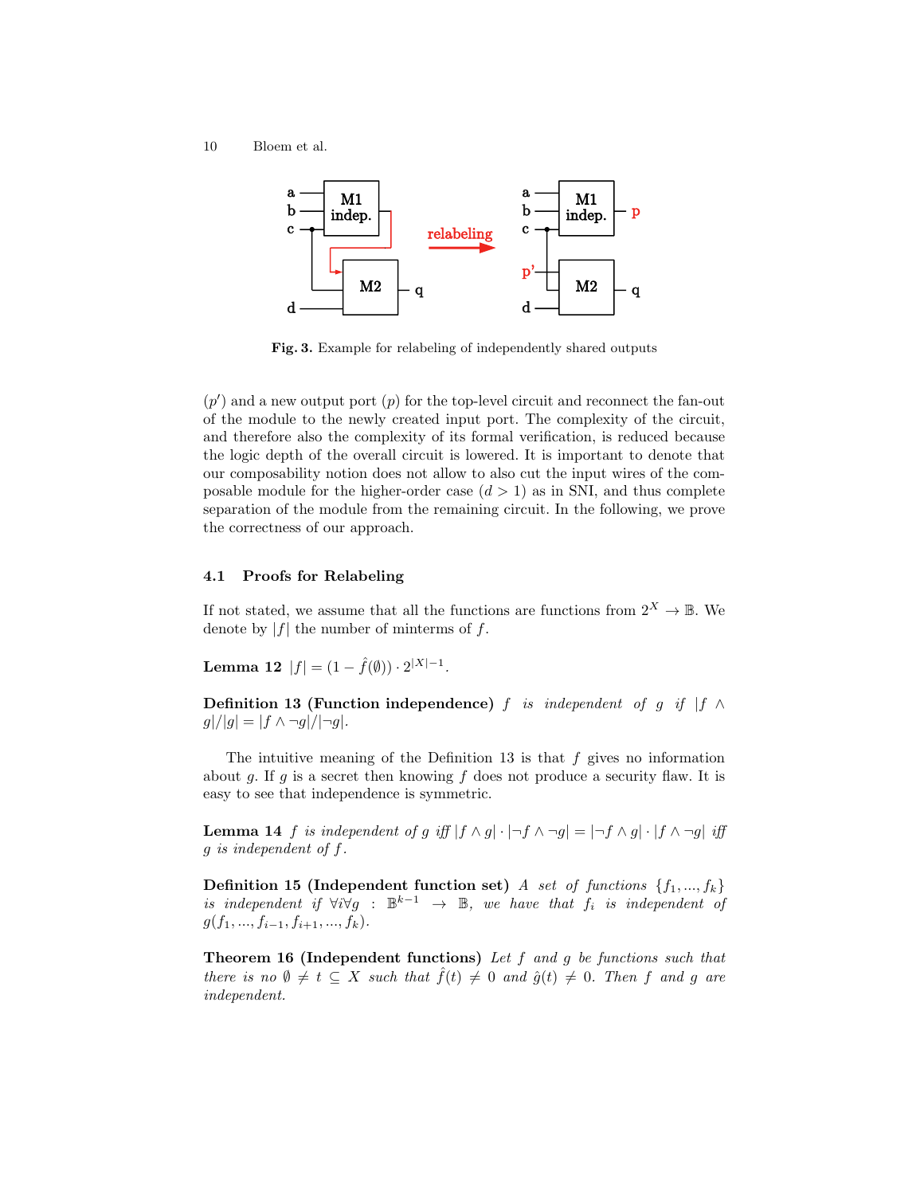Fig. 3. Example for relabeling of independently shared outputs

($p'$) and a new output port ($p$) for the top-level circuit and reconnect the fan-out of the module to the newly created input port. The complexity of the circuit, and therefore also the complexity of its formal verification, is reduced because the logic depth of the overall circuit is lowered. It is important to denote that our composability notion does not allow to also cut the input wires of the composable module for the higher-order case ($d > 1$) as in SNI, and thus complete separation of the module from the remaining circuit. In the following, we prove the correctness of our approach.

### 4.1 Proofs for Relabeling

If not stated, we assume that all the functions are functions from $2^X \to \mathbb{B}$. We denote by $|f|$ the number of minterms of $f$.

**Lemma 12** $|f| = (1 - \hat{f}(\emptyset)) \cdot 2^{|X|-1}$.

**Definition 13 (Function independence)** *$f$ is independent of $g$ if $|f \wedge g|/|g| = |f \wedge \neg g|/|\neg g|$.*

The intuitive meaning of the Definition 13 is that $f$ gives no information about $g$. If $g$ is a secret then knowing $f$ does not produce a security flaw. It is easy to see that independence is symmetric.

**Lemma 14** *$f$ is independent of $g$ iff $|f \wedge g| \cdot |\neg f \wedge \neg g| = |\neg f \wedge g| \cdot |f \wedge \neg g|$ iff $g$ is independent of $f$.*

**Definition 15 (Independent function set)** *A set of functions $\{f_1, ..., f_k\}$ is independent if $\forall i \forall g : \mathbb{B}^{k-1} \to \mathbb{B}$, we have that $f_i$ is independent of $g(f_1, ..., f_{i-1}, f_{i+1}, ..., f_k)$.*

**Theorem 16 (Independent functions)** *Let $f$ and $g$ be functions such that there is no $\emptyset \neq t \subseteq X$ such that $\hat{f}(t) \neq 0$ and $\hat{g}(t) \neq 0$. Then $f$ and $g$ are independent.*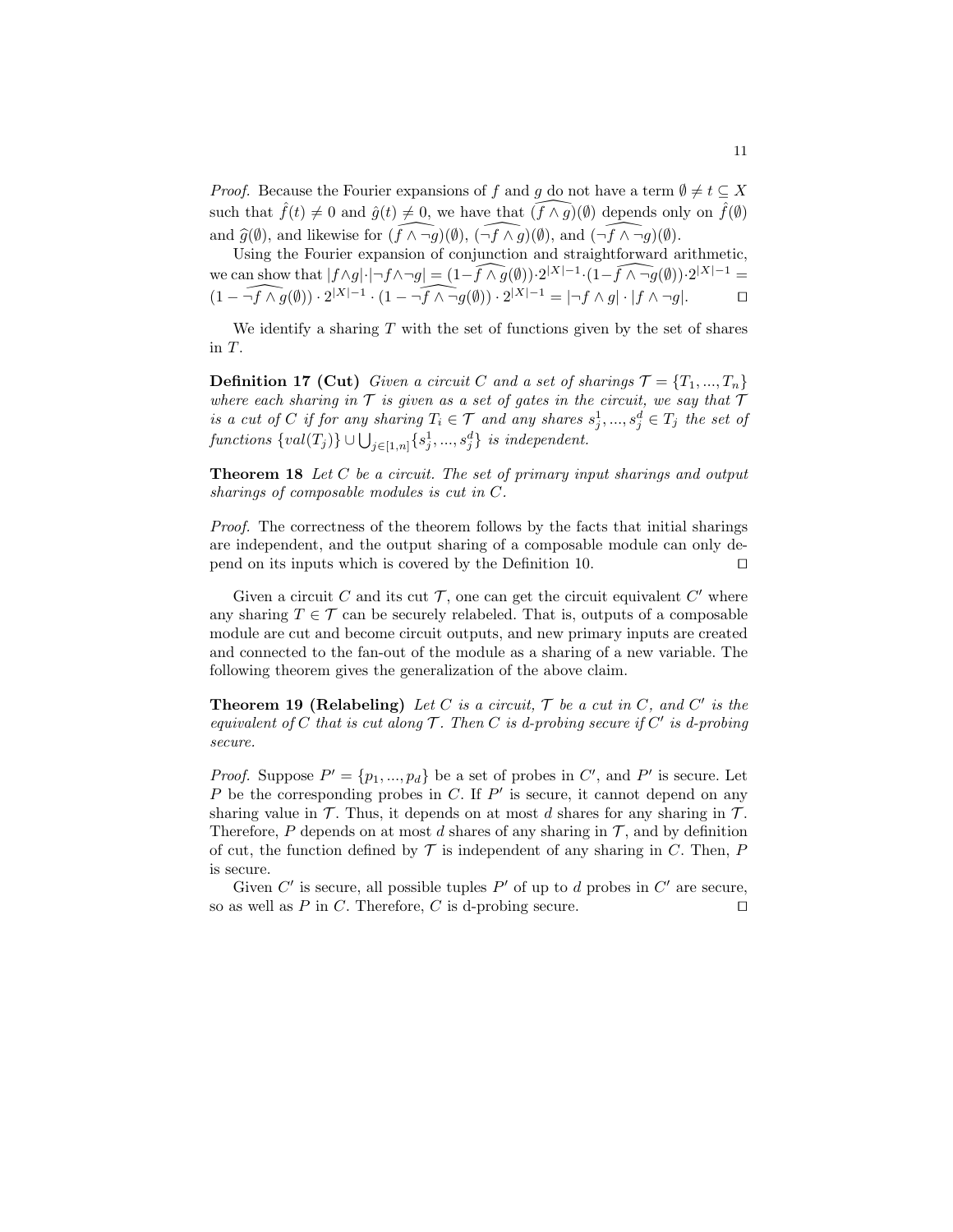*Proof.* Because the Fourier expansions of $f$ and $g$ do not have a term $\emptyset \neq t \subseteq X$ such that $\hat{f}(t) \neq 0$ and $\hat{g}(t) \neq 0$, we have that $\widehat{(f \wedge g)}(\emptyset)$ depends only on $\hat{f}(\emptyset)$ and $\widehat{g}(\emptyset)$, and likewise for $\widehat{(f \wedge \neg g)}(\emptyset)$, $\widehat{(\neg f \wedge g)}(\emptyset)$, and $\widehat{(\neg f \wedge \neg g)}(\emptyset)$.

Using the Fourier expansion of conjunction and straightforward arithmetic, we can show that $|f \wedge g| \cdot |\neg f \wedge \neg g| = (1 - \widehat{f \wedge g}(\emptyset)) \cdot 2^{|X|-1} \cdot (1 - \widehat{f \wedge \neg g}(\emptyset)) \cdot 2^{|X|-1} = (1 - \widehat{\neg f \wedge g}(\emptyset)) \cdot 2^{|X|-1} \cdot (1 - \widehat{\neg f \wedge \neg g}(\emptyset)) \cdot 2^{|X|-1} = |\neg f \wedge g| \cdot |f \wedge \neg g|$. ☐

We identify a sharing $T$ with the set of functions given by the set of shares in $T$.

**Definition 17 (Cut)** *Given a circuit $C$ and a set of sharings $\mathcal{T} = \{T_1, ..., T_n\}$ where each sharing in $\mathcal{T}$ is given as a set of gates in the circuit, we say that $\mathcal{T}$ is a cut of $C$ if for any sharing $T_i \in \mathcal{T}$ and any shares $s_j^1, ..., s_j^d \in T_j$ the set of functions $\{val(T_j)\} \cup \bigcup_{j \in [1,n]} \{s_j^1, ..., s_j^d\}$ is independent.*

**Theorem 18** *Let $C$ be a circuit. The set of primary input sharings and output sharings of composable modules is cut in $C$.*

*Proof.* The correctness of the theorem follows by the facts that initial sharings are independent, and the output sharing of a composable module can only depend on its inputs which is covered by the Definition 10. ☐

Given a circuit $C$ and its cut $\mathcal{T}$, one can get the circuit equivalent $C'$ where any sharing $T \in \mathcal{T}$ can be securely relabeled. That is, outputs of a composable module are cut and become circuit outputs, and new primary inputs are created and connected to the fan-out of the module as a sharing of a new variable. The following theorem gives the generalization of the above claim.

**Theorem 19 (Relabeling)** *Let $C$ is a circuit, $\mathcal{T}$ be a cut in $C$, and $C'$ is the equivalent of $C$ that is cut along $\mathcal{T}$. Then $C$ is d-probing secure if $C'$ is d-probing secure.*

*Proof.* Suppose $P' = \{p_1, ..., p_d\}$ be a set of probes in $C'$, and $P'$ is secure. Let $P$ be the corresponding probes in $C$. If $P'$ is secure, it cannot depend on any sharing value in $\mathcal{T}$. Thus, it depends on at most $d$ shares for any sharing in $\mathcal{T}$. Therefore, $P$ depends on at most $d$ shares of any sharing in $\mathcal{T}$, and by definition of cut, the function defined by $\mathcal{T}$ is independent of any sharing in $C$. Then, $P$ is secure.

Given $C'$ is secure, all possible tuples $P'$ of up to $d$ probes in $C'$ are secure, so as well as $P$ in $C$. Therefore, $C$ is d-probing secure. ☐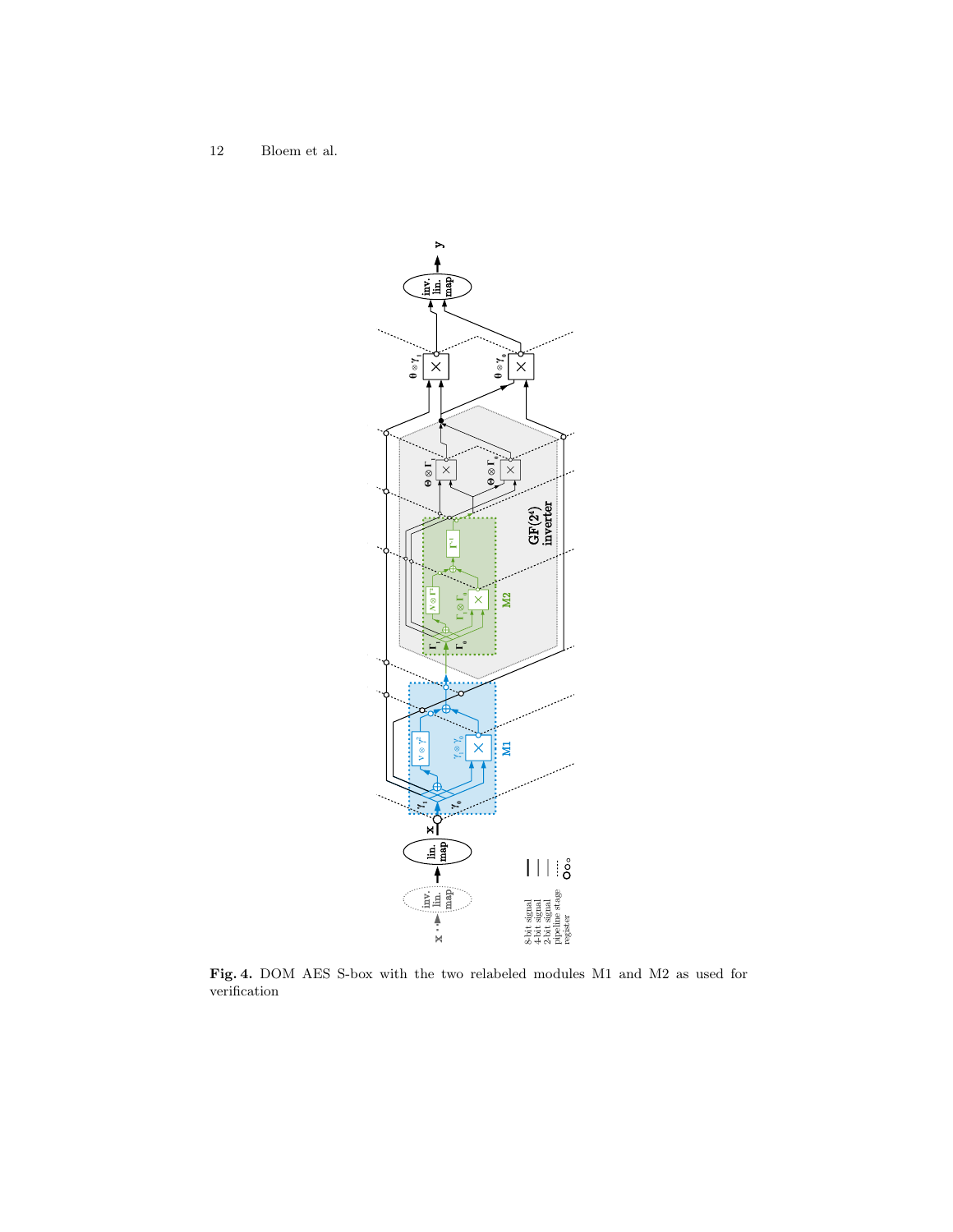**Fig. 4.** DOM AES S-box with the two relabeled modules M1 and M2 as used for verification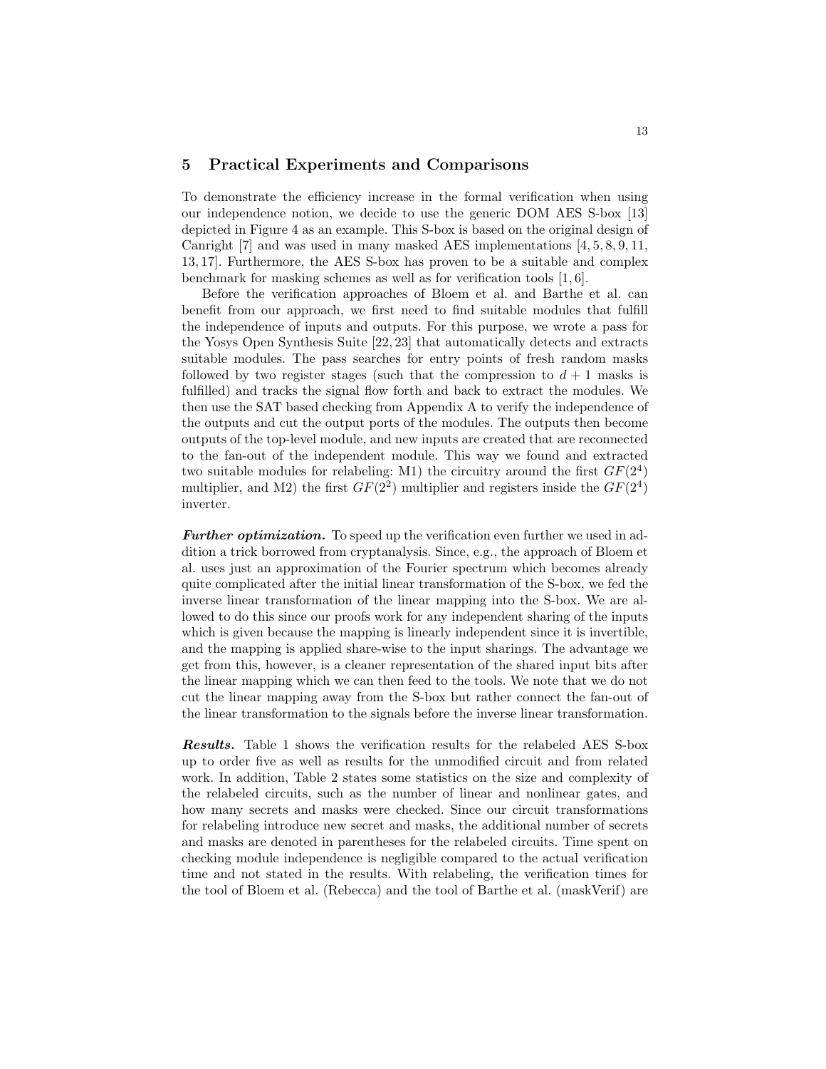## 5 Practical Experiments and Comparisons

To demonstrate the efficiency increase in the formal verification when using our independence notion, we decide to use the generic DOM AES S-box [13] depicted in Figure 4 as an example. This S-box is based on the original design of Canright [7] and was used in many masked AES implementations [4, 5, 8, 9, 11, 13, 17]. Furthermore, the AES S-box has proven to be a suitable and complex benchmark for masking schemes as well as for verification tools [1, 6].

Before the verification approaches of Bloem et al. and Barthe et al. can benefit from our approach, we first need to find suitable modules that fulfill the independence of inputs and outputs. For this purpose, we wrote a pass for the Yosys Open Synthesis Suite [22, 23] that automatically detects and extracts suitable modules. The pass searches for entry points of fresh random masks followed by two register stages (such that the compression to $d + 1$ masks is fulfilled) and tracks the signal flow forth and back to extract the modules. We then use the SAT based checking from Appendix A to verify the independence of the outputs and cut the output ports of the modules. The outputs then become outputs of the top-level module, and new inputs are created that are reconnected to the fan-out of the independent module. This way we found and extracted two suitable modules for relabeling: M1) the circuitry around the first $GF(2^4)$ multiplier, and M2) the first $GF(2^2)$ multiplier and registers inside the $GF(2^4)$ inverter.

***Further optimization.*** To speed up the verification even further we used in addition a trick borrowed from cryptanalysis. Since, e.g., the approach of Bloem et al. uses just an approximation of the Fourier spectrum which becomes already quite complicated after the initial linear transformation of the S-box, we fed the inverse linear transformation of the linear mapping into the S-box. We are allowed to do this since our proofs work for any independent sharing of the inputs which is given because the mapping is linearly independent since it is invertible, and the mapping is applied share-wise to the input sharings. The advantage we get from this, however, is a cleaner representation of the shared input bits after the linear mapping which we can then feed to the tools. We note that we do not cut the linear mapping away from the S-box but rather connect the fan-out of the linear transformation to the signals before the inverse linear transformation.

***Results.*** Table 1 shows the verification results for the relabeled AES S-box up to order five as well as results for the unmodified circuit and from related work. In addition, Table 2 states some statistics on the size and complexity of the relabeled circuits, such as the number of linear and nonlinear gates, and how many secrets and masks were checked. Since our circuit transformations for relabeling introduce new secret and masks, the additional number of secrets and masks are denoted in parentheses for the relabeled circuits. Time spent on checking module independence is negligible compared to the actual verification time and not stated in the results. With relabeling, the verification times for the tool of Bloem et al. (Rebecca) and the tool of Barthe et al. (maskVerif) are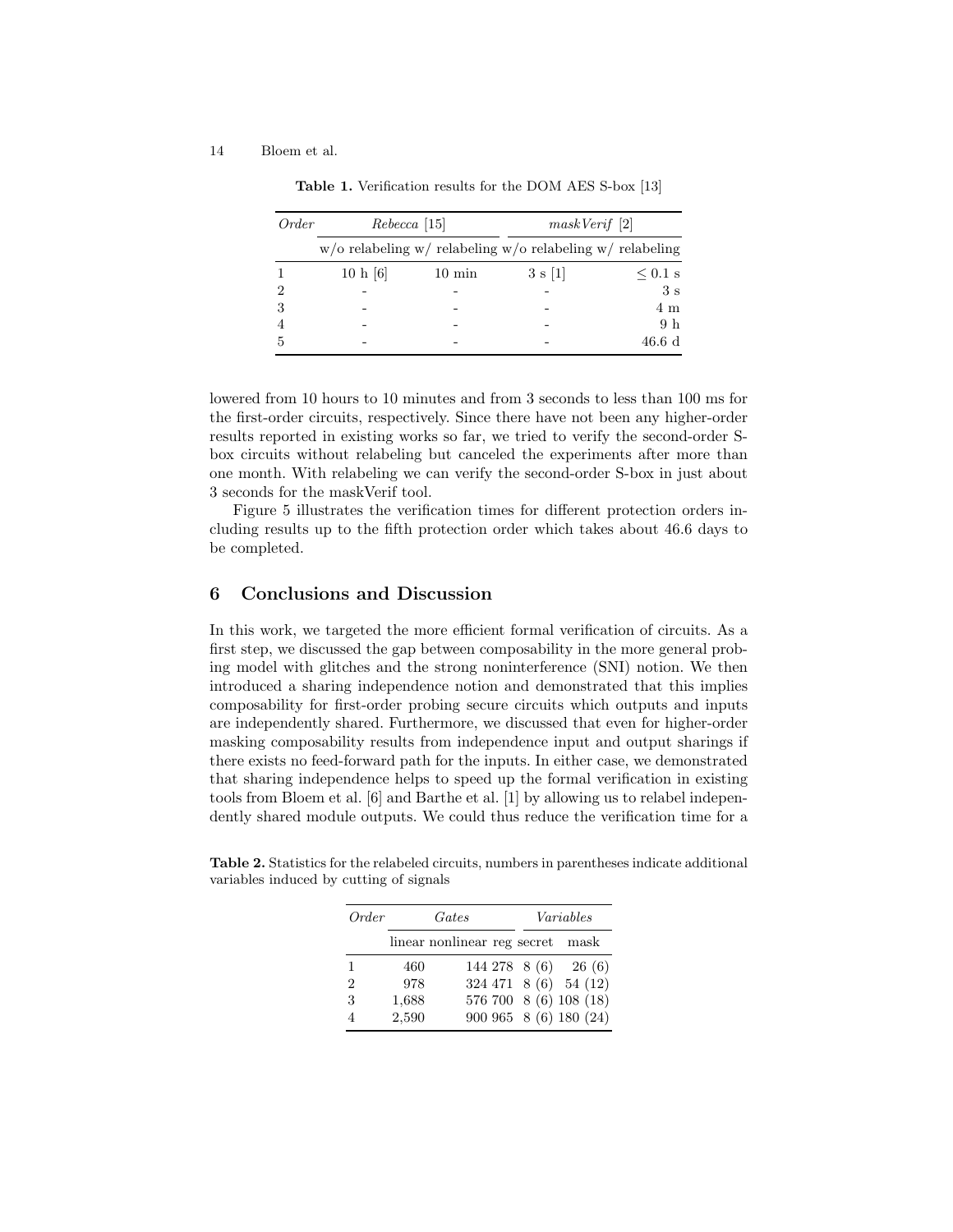**Table 1.** Verification results for the DOM AES S-box [13]

| *Order* | *Rebecca* [15] | | *maskVerif* [2] | |
|---|---|---|---|---|
| | w/o relabeling | w/ relabeling | w/o relabeling | w/ relabeling |
| 1 | 10 h [6] | 10 min | 3 s [1] | ≤ 0.1 s |
| 2 | - | - | - | 3 s |
| 3 | - | - | - | 4 m |
| 4 | - | - | - | 9 h |
| 5 | - | - | - | 46.6 d |

lowered from 10 hours to 10 minutes and from 3 seconds to less than 100 ms for the first-order circuits, respectively. Since there have not been any higher-order results reported in existing works so far, we tried to verify the second-order S-box circuits without relabeling but canceled the experiments after more than one month. With relabeling we can verify the second-order S-box in just about 3 seconds for the maskVerif tool.

Figure 5 illustrates the verification times for different protection orders including results up to the fifth protection order which takes about 46.6 days to be completed.

## 6 Conclusions and Discussion

In this work, we targeted the more efficient formal verification of circuits. As a first step, we discussed the gap between composability in the more general probing model with glitches and the strong noninterference (SNI) notion. We then introduced a sharing independence notion and demonstrated that this implies composability for first-order probing secure circuits which outputs and inputs are independently shared. Furthermore, we discussed that even for higher-order masking composability results from independence input and output sharings if there exists no feed-forward path for the inputs. In either case, we demonstrated that sharing independence helps to speed up the formal verification in existing tools from Bloem et al. [6] and Barthe et al. [1] by allowing us to relabel independently shared module outputs. We could thus reduce the verification time for a

**Table 2.** Statistics for the relabeled circuits, numbers in parentheses indicate additional variables induced by cutting of signals

| *Order* | *Gates* | | | *Variables* | |
|---|---|---|---|---|---|
| | linear | nonlinear | reg | secret | mask |
| 1 | 460 | 144 | 278 | 8 (6) | 26 (6) |
| 2 | 978 | 324 | 471 | 8 (6) | 54 (12) |
| 3 | 1,688 | 576 | 700 | 8 (6) | 108 (18) |
| 4 | 2,590 | 900 | 965 | 8 (6) | 180 (24) |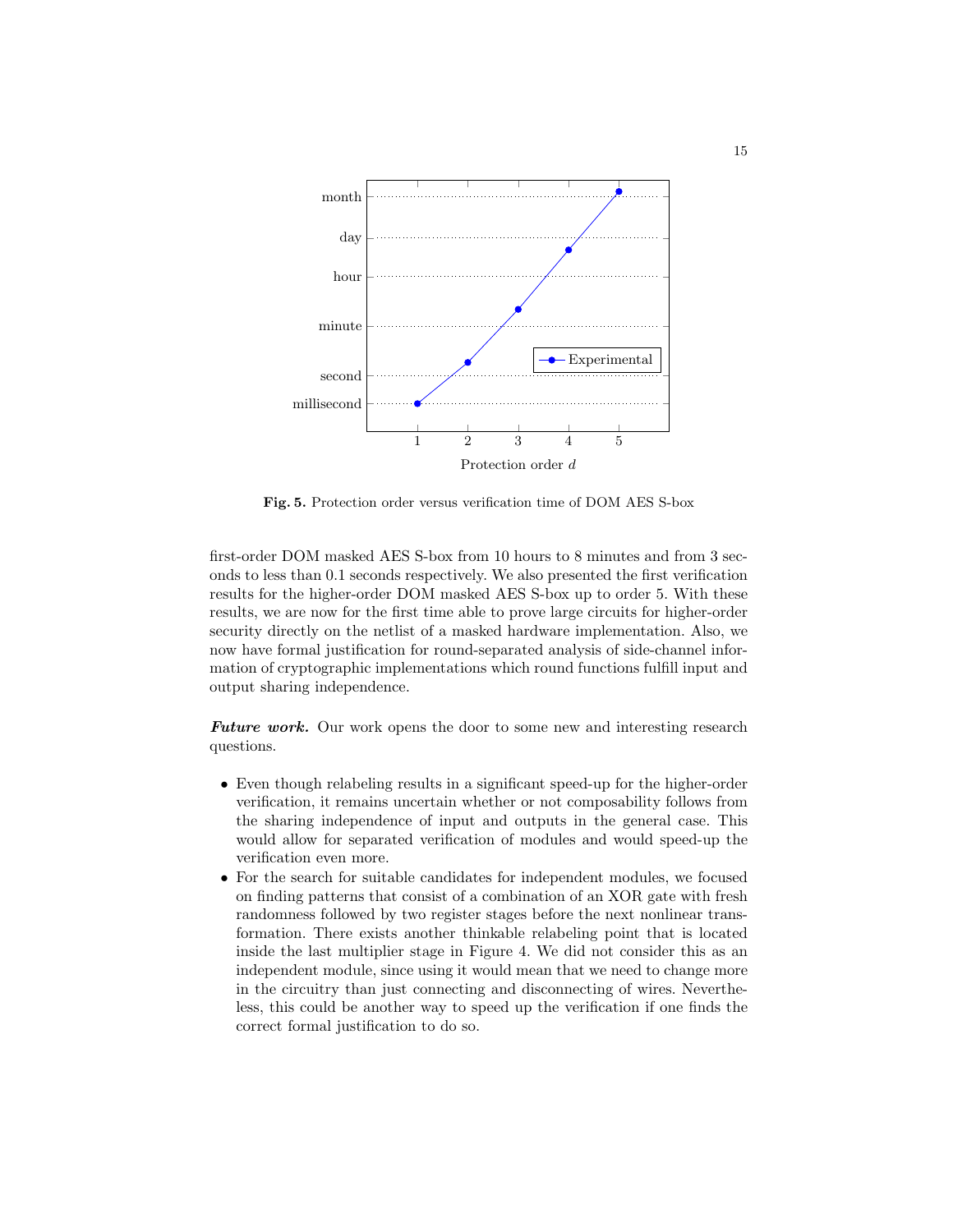Fig. 5. Protection order versus verification time of DOM AES S-box

first-order DOM masked AES S-box from 10 hours to 8 minutes and from 3 seconds to less than 0.1 seconds respectively. We also presented the first verification results for the higher-order DOM masked AES S-box up to order 5. With these results, we are now for the first time able to prove large circuits for higher-order security directly on the netlist of a masked hardware implementation. Also, we now have formal justification for round-separated analysis of side-channel information of cryptographic implementations which round functions fulfill input and output sharing independence.

***Future work.*** Our work opens the door to some new and interesting research questions.

- Even though relabeling results in a significant speed-up for the higher-order verification, it remains uncertain whether or not composability follows from the sharing independence of input and outputs in the general case. This would allow for separated verification of modules and would speed-up the verification even more.
- For the search for suitable candidates for independent modules, we focused on finding patterns that consist of a combination of an XOR gate with fresh randomness followed by two register stages before the next nonlinear transformation. There exists another thinkable relabeling point that is located inside the last multiplier stage in Figure 4. We did not consider this as an independent module, since using it would mean that we need to change more in the circuitry than just connecting and disconnecting of wires. Nevertheless, this could be another way to speed up the verification if one finds the correct formal justification to do so.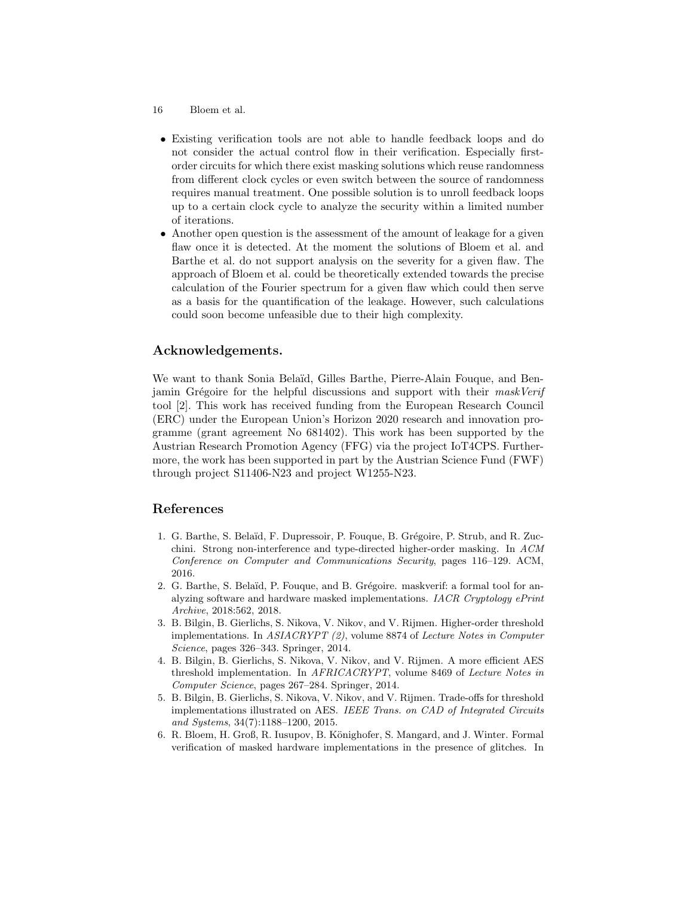- Existing verification tools are not able to handle feedback loops and do not consider the actual control flow in their verification. Especially first-order circuits for which there exist masking solutions which reuse randomness from different clock cycles or even switch between the source of randomness requires manual treatment. One possible solution is to unroll feedback loops up to a certain clock cycle to analyze the security within a limited number of iterations.
- Another open question is the assessment of the amount of leakage for a given flaw once it is detected. At the moment the solutions of Bloem et al. and Barthe et al. do not support analysis on the severity for a given flaw. The approach of Bloem et al. could be theoretically extended towards the precise calculation of the Fourier spectrum for a given flaw which could then serve as a basis for the quantification of the leakage. However, such calculations could soon become unfeasible due to their high complexity.

## Acknowledgements.

We want to thank Sonia Belaïd, Gilles Barthe, Pierre-Alain Fouque, and Benjamin Grégoire for the helpful discussions and support with their *maskVerif* tool [2]. This work has received funding from the European Research Council (ERC) under the European Union's Horizon 2020 research and innovation programme (grant agreement No 681402). This work has been supported by the Austrian Research Promotion Agency (FFG) via the project IoT4CPS. Furthermore, the work has been supported in part by the Austrian Science Fund (FWF) through project S11406-N23 and project W1255-N23.

## References

1. G. Barthe, S. Belaïd, F. Dupressoir, P. Fouque, B. Grégoire, P. Strub, and R. Zucchini. Strong non-interference and type-directed higher-order masking. In *ACM Conference on Computer and Communications Security*, pages 116–129. ACM, 2016.
2. G. Barthe, S. Belaïd, P. Fouque, and B. Grégoire. maskverif: a formal tool for analyzing software and hardware masked implementations. *IACR Cryptology ePrint Archive*, 2018:562, 2018.
3. B. Bilgin, B. Gierlichs, S. Nikova, V. Nikov, and V. Rijmen. Higher-order threshold implementations. In *ASIACRYPT (2)*, volume 8874 of *Lecture Notes in Computer Science*, pages 326–343. Springer, 2014.
4. B. Bilgin, B. Gierlichs, S. Nikova, V. Nikov, and V. Rijmen. A more efficient AES threshold implementation. In *AFRICACRYPT*, volume 8469 of *Lecture Notes in Computer Science*, pages 267–284. Springer, 2014.
5. B. Bilgin, B. Gierlichs, S. Nikova, V. Nikov, and V. Rijmen. Trade-offs for threshold implementations illustrated on AES. *IEEE Trans. on CAD of Integrated Circuits and Systems*, 34(7):1188–1200, 2015.
6. R. Bloem, H. Groß, R. Iusupov, B. Könighofer, S. Mangard, and J. Winter. Formal verification of masked hardware implementations in the presence of glitches. In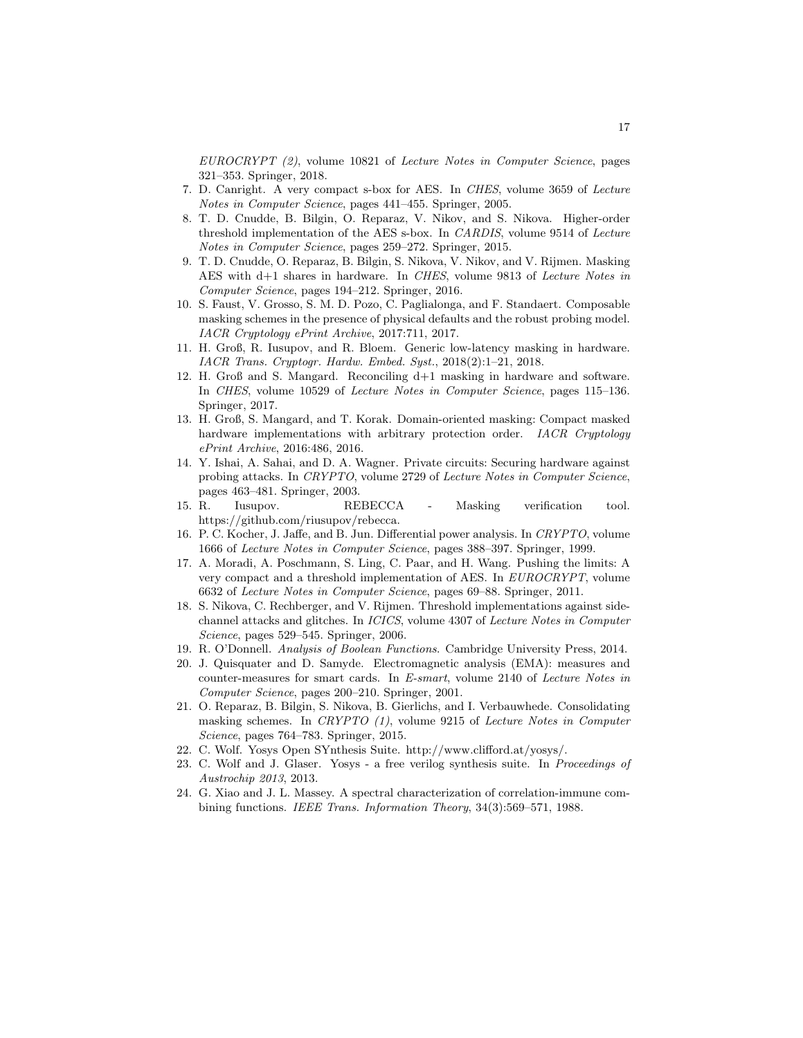*EUROCRYPT (2)*, volume 10821 of *Lecture Notes in Computer Science*, pages 321–353. Springer, 2018.

7. D. Canright. A very compact s-box for AES. In *CHES*, volume 3659 of *Lecture Notes in Computer Science*, pages 441–455. Springer, 2005.
8. T. D. Cnudde, B. Bilgin, O. Reparaz, V. Nikov, and S. Nikova. Higher-order threshold implementation of the AES s-box. In *CARDIS*, volume 9514 of *Lecture Notes in Computer Science*, pages 259–272. Springer, 2015.
9. T. D. Cnudde, O. Reparaz, B. Bilgin, S. Nikova, V. Nikov, and V. Rijmen. Masking AES with d+1 shares in hardware. In *CHES*, volume 9813 of *Lecture Notes in Computer Science*, pages 194–212. Springer, 2016.
10. S. Faust, V. Grosso, S. M. D. Pozo, C. Paglialonga, and F. Standaert. Composable masking schemes in the presence of physical defaults and the robust probing model. *IACR Cryptology ePrint Archive*, 2017:711, 2017.
11. H. Groß, R. Iusupov, and R. Bloem. Generic low-latency masking in hardware. *IACR Trans. Cryptogr. Hardw. Embed. Syst.*, 2018(2):1–21, 2018.
12. H. Groß and S. Mangard. Reconciling d+1 masking in hardware and software. In *CHES*, volume 10529 of *Lecture Notes in Computer Science*, pages 115–136. Springer, 2017.
13. H. Groß, S. Mangard, and T. Korak. Domain-oriented masking: Compact masked hardware implementations with arbitrary protection order. *IACR Cryptology ePrint Archive*, 2016:486, 2016.
14. Y. Ishai, A. Sahai, and D. A. Wagner. Private circuits: Securing hardware against probing attacks. In *CRYPTO*, volume 2729 of *Lecture Notes in Computer Science*, pages 463–481. Springer, 2003.
15. R. Iusupov. REBECCA - Masking verification tool. https://github.com/riusupov/rebecca.
16. P. C. Kocher, J. Jaffe, and B. Jun. Differential power analysis. In *CRYPTO*, volume 1666 of *Lecture Notes in Computer Science*, pages 388–397. Springer, 1999.
17. A. Moradi, A. Poschmann, S. Ling, C. Paar, and H. Wang. Pushing the limits: A very compact and a threshold implementation of AES. In *EUROCRYPT*, volume 6632 of *Lecture Notes in Computer Science*, pages 69–88. Springer, 2011.
18. S. Nikova, C. Rechberger, and V. Rijmen. Threshold implementations against side-channel attacks and glitches. In *ICICS*, volume 4307 of *Lecture Notes in Computer Science*, pages 529–545. Springer, 2006.
19. R. O'Donnell. *Analysis of Boolean Functions*. Cambridge University Press, 2014.
20. J. Quisquater and D. Samyde. Electromagnetic analysis (EMA): measures and counter-measures for smart cards. In *E-smart*, volume 2140 of *Lecture Notes in Computer Science*, pages 200–210. Springer, 2001.
21. O. Reparaz, B. Bilgin, S. Nikova, B. Gierlichs, and I. Verbauwhede. Consolidating masking schemes. In *CRYPTO (1)*, volume 9215 of *Lecture Notes in Computer Science*, pages 764–783. Springer, 2015.
22. C. Wolf. Yosys Open SYnthesis Suite. http://www.clifford.at/yosys/.
23. C. Wolf and J. Glaser. Yosys - a free verilog synthesis suite. In *Proceedings of Austrochip 2013*, 2013.
24. G. Xiao and J. L. Massey. A spectral characterization of correlation-immune combining functions. *IEEE Trans. Information Theory*, 34(3):569–571, 1988.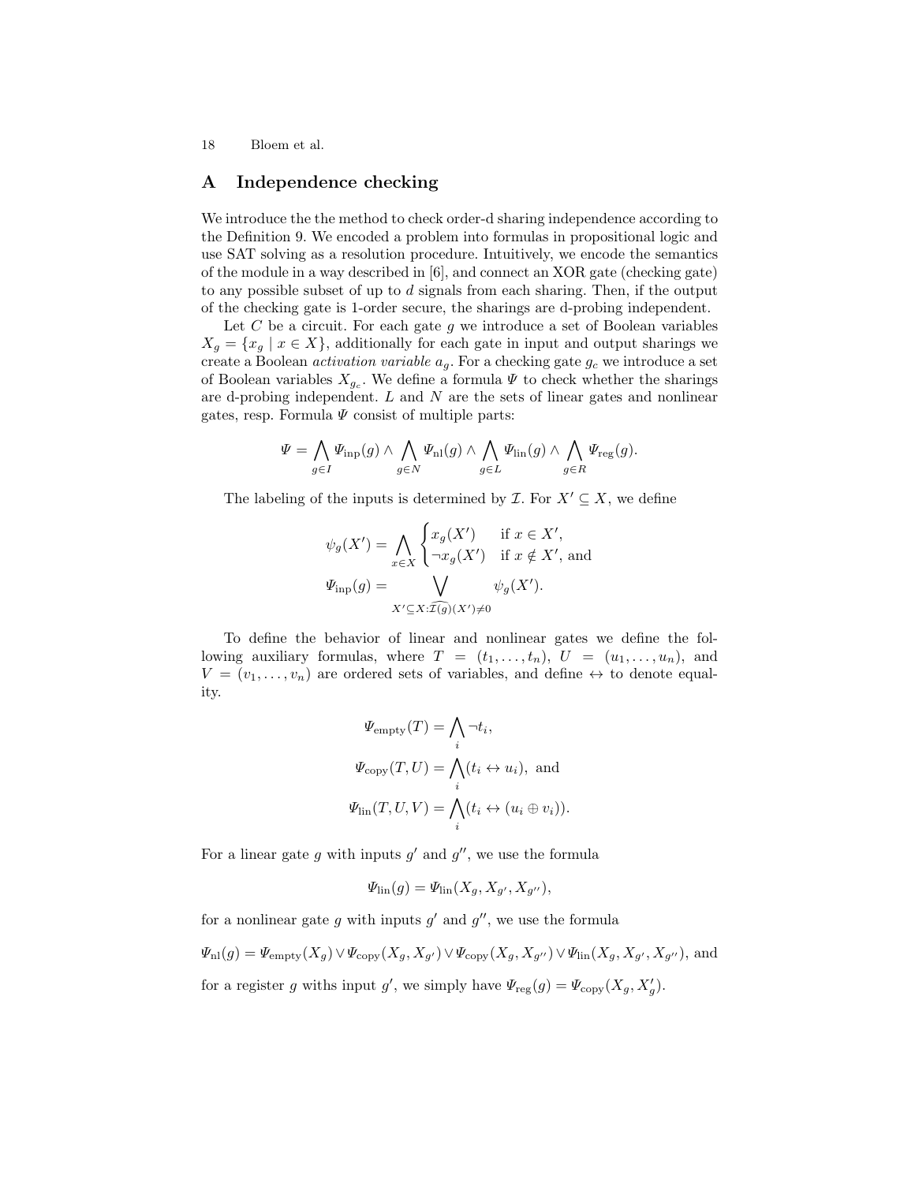## A Independence checking

We introduce the the method to check order-d sharing independence according to the Definition 9. We encoded a problem into formulas in propositional logic and use SAT solving as a resolution procedure. Intuitively, we encode the semantics of the module in a way described in [6], and connect an XOR gate (checking gate) to any possible subset of up to $d$ signals from each sharing. Then, if the output of the checking gate is 1-order secure, the sharings are d-probing independent.

Let $C$ be a circuit. For each gate $g$ we introduce a set of Boolean variables $X_g = \{x_g \mid x \in X\}$, additionally for each gate in input and output sharings we create a Boolean *activation variable* $a_g$. For a checking gate $g_c$ we introduce a set of Boolean variables $X_{g_c}$. We define a formula $\Psi$ to check whether the sharings are d-probing independent. $L$ and $N$ are the sets of linear gates and nonlinear gates, resp. Formula $\Psi$ consist of multiple parts:

$$\Psi = \bigwedge_{g \in I} \Psi_{\text{inp}}(g) \wedge \bigwedge_{g \in N} \Psi_{\text{nl}}(g) \wedge \bigwedge_{g \in L} \Psi_{\text{lin}}(g) \wedge \bigwedge_{g \in R} \Psi_{\text{reg}}(g).$$

The labeling of the inputs is determined by $\mathcal{I}$. For $X' \subseteq X$, we define

$$\psi_g(X') = \bigwedge_{x \in X} \begin{cases} x_g(X') & \text{if } x \in X', \\ \neg x_g(X') & \text{if } x \notin X', \text{ and} \end{cases}$$

$$\Psi_{\text{inp}}(g) = \bigvee_{X' \subseteq X : \widehat{\mathcal{I}(g)}(X') \neq 0} \psi_g(X').$$

To define the behavior of linear and nonlinear gates we define the following auxiliary formulas, where $T = (t_1, \ldots, t_n)$, $U = (u_1, \ldots, u_n)$, and $V = (v_1, \ldots, v_n)$ are ordered sets of variables, and define $\leftrightarrow$ to denote equality.

$$\Psi_{\text{empty}}(T) = \bigwedge_i \neg t_i,$$

$$\Psi_{\text{copy}}(T, U) = \bigwedge_i (t_i \leftrightarrow u_i), \text{ and}$$

$$\Psi_{\text{lin}}(T, U, V) = \bigwedge_i (t_i \leftrightarrow (u_i \oplus v_i)).$$

For a linear gate $g$ with inputs $g'$ and $g''$, we use the formula

$$\Psi_{\text{lin}}(g) = \Psi_{\text{lin}}(X_g, X_{g'}, X_{g''}),$$

for a nonlinear gate $g$ with inputs $g'$ and $g''$, we use the formula

$\Psi_{\text{nl}}(g) = \Psi_{\text{empty}}(X_g) \vee \Psi_{\text{copy}}(X_g, X_{g'}) \vee \Psi_{\text{copy}}(X_g, X_{g''}) \vee \Psi_{\text{lin}}(X_g, X_{g'}, X_{g''})$, and

for a register $g$ withs input $g'$, we simply have $\Psi_{\text{reg}}(g) = \Psi_{\text{copy}}(X_g, X'_g)$.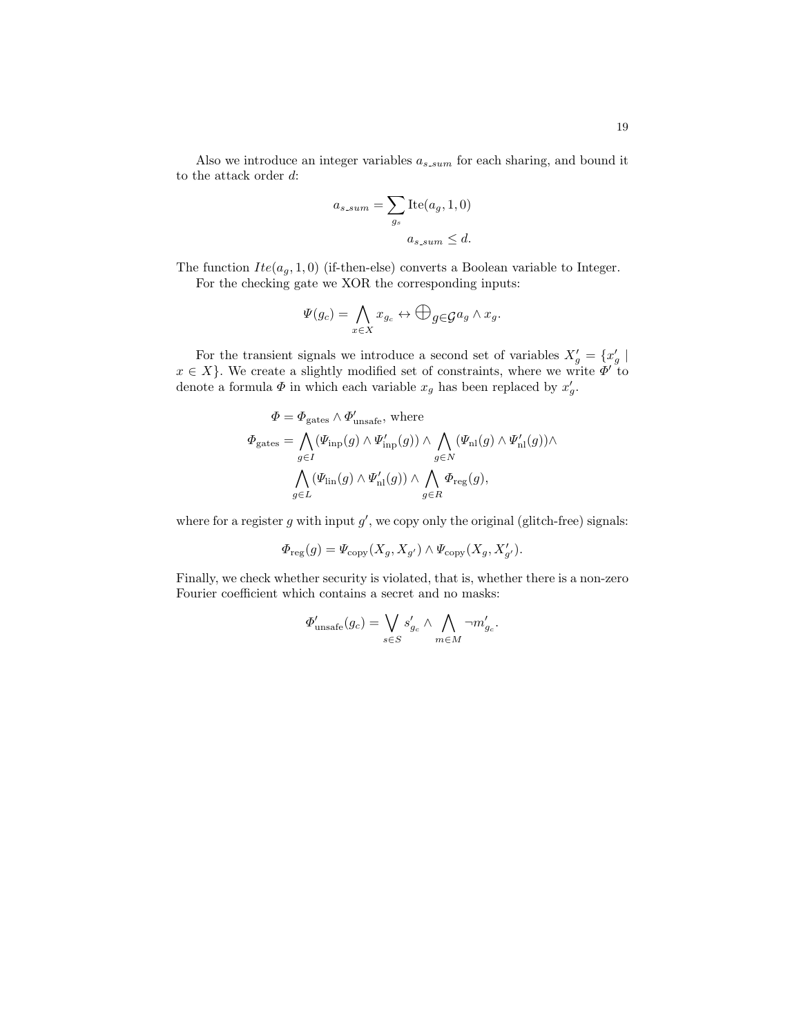Also we introduce an integer variables $a_{s\_sum}$ for each sharing, and bound it to the attack order $d$:

$$a_{s\_sum} = \sum_{g_s} \text{Ite}(a_g, 1, 0)$$

$$a_{s\_sum} \leq d.$$

The function $Ite(a_g, 1, 0)$ (if-then-else) converts a Boolean variable to Integer.

For the checking gate we XOR the corresponding inputs:

$$\Psi(g_c) = \bigwedge_{x \in X} x_{g_c} \leftrightarrow \bigoplus\nolimits_{g \in \mathcal{G}} a_g \wedge x_g.$$

For the transient signals we introduce a second set of variables $X'_g = \{x'_g \mid x \in X\}$. We create a slightly modified set of constraints, where we write $\Phi'$ to denote a formula $\Phi$ in which each variable $x_g$ has been replaced by $x'_g$.

$$\Phi = \Phi_{\text{gates}} \wedge \Phi'_{\text{unsafe}}, \text{ where}$$

$$\Phi_{\text{gates}} = \bigwedge_{g \in I} (\Psi_{\text{inp}}(g) \wedge \Psi'_{\text{inp}}(g)) \wedge \bigwedge_{g \in N} (\Psi_{\text{nl}}(g) \wedge \Psi'_{\text{nl}}(g)) \wedge$$

$$\bigwedge_{g \in L} (\Psi_{\text{lin}}(g) \wedge \Psi'_{\text{nl}}(g)) \wedge \bigwedge_{g \in R} \Phi_{\text{reg}}(g),$$

where for a register $g$ with input $g'$, we copy only the original (glitch-free) signals:

$$\Phi_{\text{reg}}(g) = \Psi_{\text{copy}}(X_g, X_{g'}) \wedge \Psi_{\text{copy}}(X_g, X'_{g'}).$$

Finally, we check whether security is violated, that is, whether there is a non-zero Fourier coefficient which contains a secret and no masks:

$$\Phi'_{\text{unsafe}}(g_c) = \bigvee_{s \in S} s'_{g_c} \wedge \bigwedge_{m \in M} \neg m'_{g_c}.$$